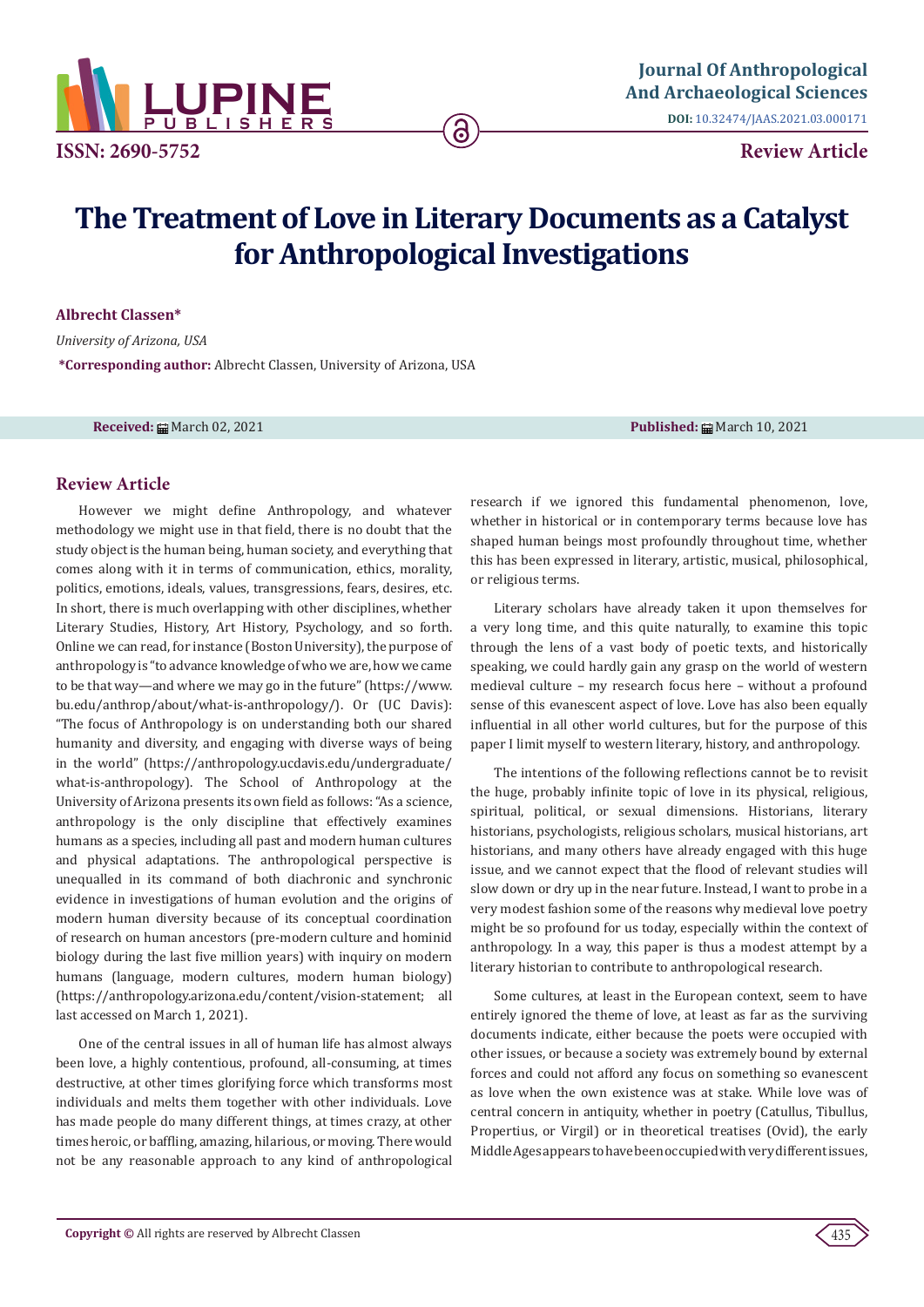Journal Of Anthropological And Archaeological Sciences

DOI: 10.32474/JAAS.2021.03.000171

ISSN: 2690-5752

Review Article

# The Treatment of Love in Literary Documents as a Catalyst for Anthropological Investigations

**Albrecht Classen***

*University of Arizona, USA*

***Corresponding author:** Albrecht Classen, University of Arizona, USA

**Received:** March 02, 2021 **Published:** March 10, 2021

## Review Article

However we might define Anthropology, and whatever methodology we might use in that field, there is no doubt that the study object is the human being, human society, and everything that comes along with it in terms of communication, ethics, morality, politics, emotions, ideals, values, transgressions, fears, desires, etc. In short, there is much overlapping with other disciplines, whether Literary Studies, History, Art History, Psychology, and so forth. Online we can read, for instance (Boston University), the purpose of anthropology is "to advance knowledge of who we are, how we came to be that way—and where we may go in the future" (https://www.bu.edu/anthrop/about/what-is-anthropology/). Or (UC Davis): "The focus of Anthropology is on understanding both our shared humanity and diversity, and engaging with diverse ways of being in the world" (https://anthropology.ucdavis.edu/undergraduate/what-is-anthropology). The School of Anthropology at the University of Arizona presents its own field as follows: "As a science, anthropology is the only discipline that effectively examines humans as a species, including all past and modern human cultures and physical adaptations. The anthropological perspective is unequalled in its command of both diachronic and synchronic evidence in investigations of human evolution and the origins of modern human diversity because of its conceptual coordination of research on human ancestors (pre-modern culture and hominid biology during the last five million years) with inquiry on modern humans (language, modern cultures, modern human biology) (https://anthropology.arizona.edu/content/vision-statement; all last accessed on March 1, 2021).

One of the central issues in all of human life has almost always been love, a highly contentious, profound, all-consuming, at times destructive, at other times glorifying force which transforms most individuals and melts them together with other individuals. Love has made people do many different things, at times crazy, at other times heroic, or baffling, amazing, hilarious, or moving. There would not be any reasonable approach to any kind of anthropological research if we ignored this fundamental phenomenon, love, whether in historical or in contemporary terms because love has shaped human beings most profoundly throughout time, whether this has been expressed in literary, artistic, musical, philosophical, or religious terms.

Literary scholars have already taken it upon themselves for a very long time, and this quite naturally, to examine this topic through the lens of a vast body of poetic texts, and historically speaking, we could hardly gain any grasp on the world of western medieval culture – my research focus here – without a profound sense of this evanescent aspect of love. Love has also been equally influential in all other world cultures, but for the purpose of this paper I limit myself to western literary, history, and anthropology.

The intentions of the following reflections cannot be to revisit the huge, probably infinite topic of love in its physical, religious, spiritual, political, or sexual dimensions. Historians, literary historians, psychologists, religious scholars, musical historians, art historians, and many others have already engaged with this huge issue, and we cannot expect that the flood of relevant studies will slow down or dry up in the near future. Instead, I want to probe in a very modest fashion some of the reasons why medieval love poetry might be so profound for us today, especially within the context of anthropology. In a way, this paper is thus a modest attempt by a literary historian to contribute to anthropological research.

Some cultures, at least in the European context, seem to have entirely ignored the theme of love, at least as far as the surviving documents indicate, either because the poets were occupied with other issues, or because a society was extremely bound by external forces and could not afford any focus on something so evanescent as love when the own existence was at stake. While love was of central concern in antiquity, whether in poetry (Catullus, Tibullus, Propertius, or Virgil) or in theoretical treatises (Ovid), the early Middle Ages appears to have been occupied with very different issues,

**Copyright ©** All rights are reserved by Albrecht Classen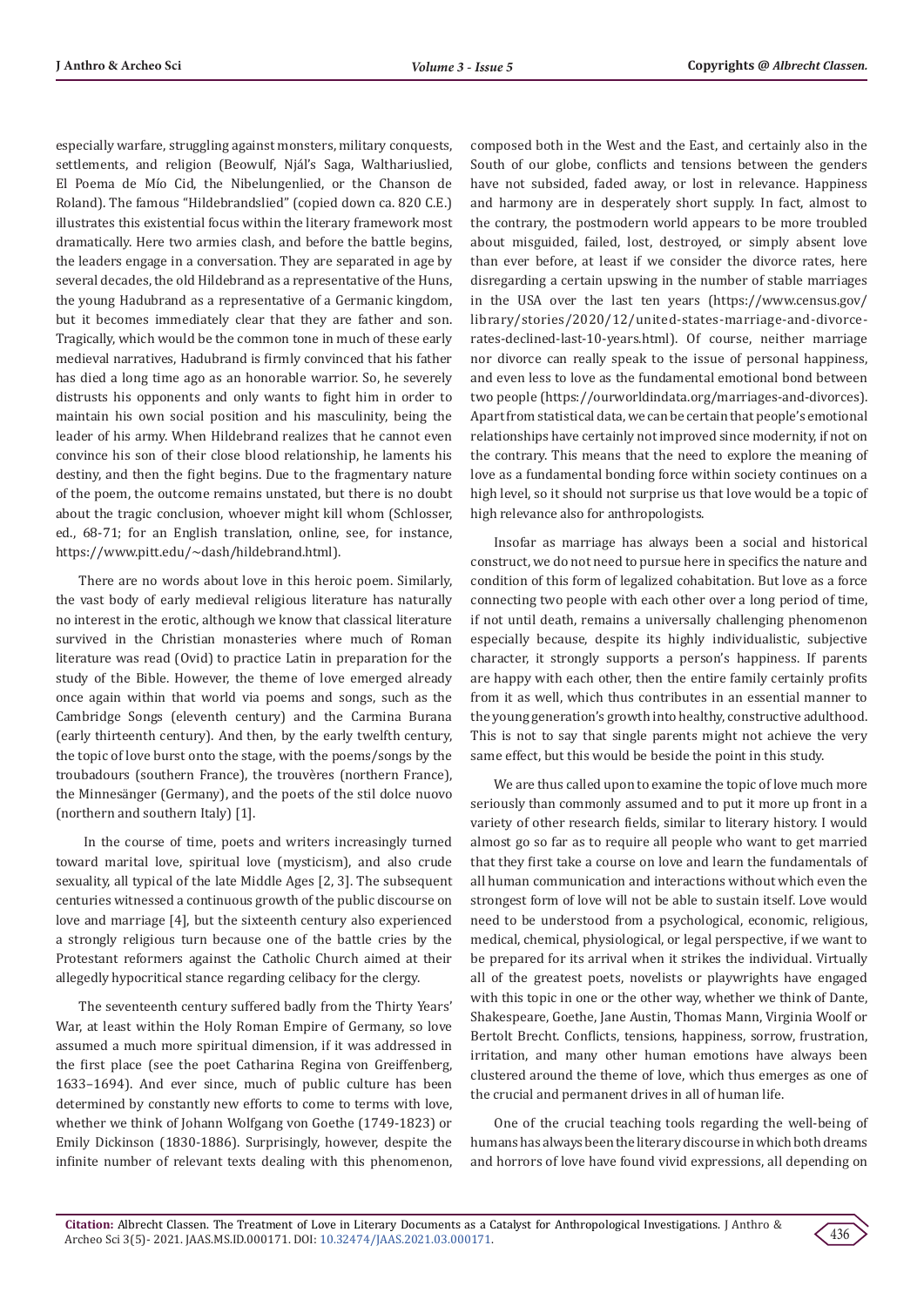especially warfare, struggling against monsters, military conquests, settlements, and religion (Beowulf, Njál's Saga, Walthariuslied, El Poema de Mío Cid, the Nibelungenlied, or the Chanson de Roland). The famous "Hildebrandslied" (copied down ca. 820 C.E.) illustrates this existential focus within the literary framework most dramatically. Here two armies clash, and before the battle begins, the leaders engage in a conversation. They are separated in age by several decades, the old Hildebrand as a representative of the Huns, the young Hadubrand as a representative of a Germanic kingdom, but it becomes immediately clear that they are father and son. Tragically, which would be the common tone in much of these early medieval narratives, Hadubrand is firmly convinced that his father has died a long time ago as an honorable warrior. So, he severely distrusts his opponents and only wants to fight him in order to maintain his own social position and his masculinity, being the leader of his army. When Hildebrand realizes that he cannot even convince his son of their close blood relationship, he laments his destiny, and then the fight begins. Due to the fragmentary nature of the poem, the outcome remains unstated, but there is no doubt about the tragic conclusion, whoever might kill whom (Schlosser, ed., 68-71; for an English translation, online, see, for instance, https://www.pitt.edu/~dash/hildebrand.html).

There are no words about love in this heroic poem. Similarly, the vast body of early medieval religious literature has naturally no interest in the erotic, although we know that classical literature survived in the Christian monasteries where much of Roman literature was read (Ovid) to practice Latin in preparation for the study of the Bible. However, the theme of love emerged already once again within that world via poems and songs, such as the Cambridge Songs (eleventh century) and the Carmina Burana (early thirteenth century). And then, by the early twelfth century, the topic of love burst onto the stage, with the poems/songs by the troubadours (southern France), the trouvères (northern France), the Minnesänger (Germany), and the poets of the stil dolce nuovo (northern and southern Italy) [1].

In the course of time, poets and writers increasingly turned toward marital love, spiritual love (mysticism), and also crude sexuality, all typical of the late Middle Ages [2, 3]. The subsequent centuries witnessed a continuous growth of the public discourse on love and marriage [4], but the sixteenth century also experienced a strongly religious turn because one of the battle cries by the Protestant reformers against the Catholic Church aimed at their allegedly hypocritical stance regarding celibacy for the clergy.

The seventeenth century suffered badly from the Thirty Years' War, at least within the Holy Roman Empire of Germany, so love assumed a much more spiritual dimension, if it was addressed in the first place (see the poet Catharina Regina von Greiffenberg, 1633–1694). And ever since, much of public culture has been determined by constantly new efforts to come to terms with love, whether we think of Johann Wolfgang von Goethe (1749-1823) or Emily Dickinson (1830-1886). Surprisingly, however, despite the infinite number of relevant texts dealing with this phenomenon, composed both in the West and the East, and certainly also in the South of our globe, conflicts and tensions between the genders have not subsided, faded away, or lost in relevance. Happiness and harmony are in desperately short supply. In fact, almost to the contrary, the postmodern world appears to be more troubled about misguided, failed, lost, destroyed, or simply absent love than ever before, at least if we consider the divorce rates, here disregarding a certain upswing in the number of stable marriages in the USA over the last ten years (https://www.census.gov/library/stories/2020/12/united-states-marriage-and-divorce-rates-declined-last-10-years.html). Of course, neither marriage nor divorce can really speak to the issue of personal happiness, and even less to love as the fundamental emotional bond between two people (https://ourworldindata.org/marriages-and-divorces). Apart from statistical data, we can be certain that people's emotional relationships have certainly not improved since modernity, if not on the contrary. This means that the need to explore the meaning of love as a fundamental bonding force within society continues on a high level, so it should not surprise us that love would be a topic of high relevance also for anthropologists.

Insofar as marriage has always been a social and historical construct, we do not need to pursue here in specifics the nature and condition of this form of legalized cohabitation. But love as a force connecting two people with each other over a long period of time, if not until death, remains a universally challenging phenomenon especially because, despite its highly individualistic, subjective character, it strongly supports a person's happiness. If parents are happy with each other, then the entire family certainly profits from it as well, which thus contributes in an essential manner to the young generation's growth into healthy, constructive adulthood. This is not to say that single parents might not achieve the very same effect, but this would be beside the point in this study.

We are thus called upon to examine the topic of love much more seriously than commonly assumed and to put it more up front in a variety of other research fields, similar to literary history. I would almost go so far as to require all people who want to get married that they first take a course on love and learn the fundamentals of all human communication and interactions without which even the strongest form of love will not be able to sustain itself. Love would need to be understood from a psychological, economic, religious, medical, chemical, physiological, or legal perspective, if we want to be prepared for its arrival when it strikes the individual. Virtually all of the greatest poets, novelists or playwrights have engaged with this topic in one or the other way, whether we think of Dante, Shakespeare, Goethe, Jane Austin, Thomas Mann, Virginia Woolf or Bertolt Brecht. Conflicts, tensions, happiness, sorrow, frustration, irritation, and many other human emotions have always been clustered around the theme of love, which thus emerges as one of the crucial and permanent drives in all of human life.

One of the crucial teaching tools regarding the well-being of humans has always been the literary discourse in which both dreams and horrors of love have found vivid expressions, all depending on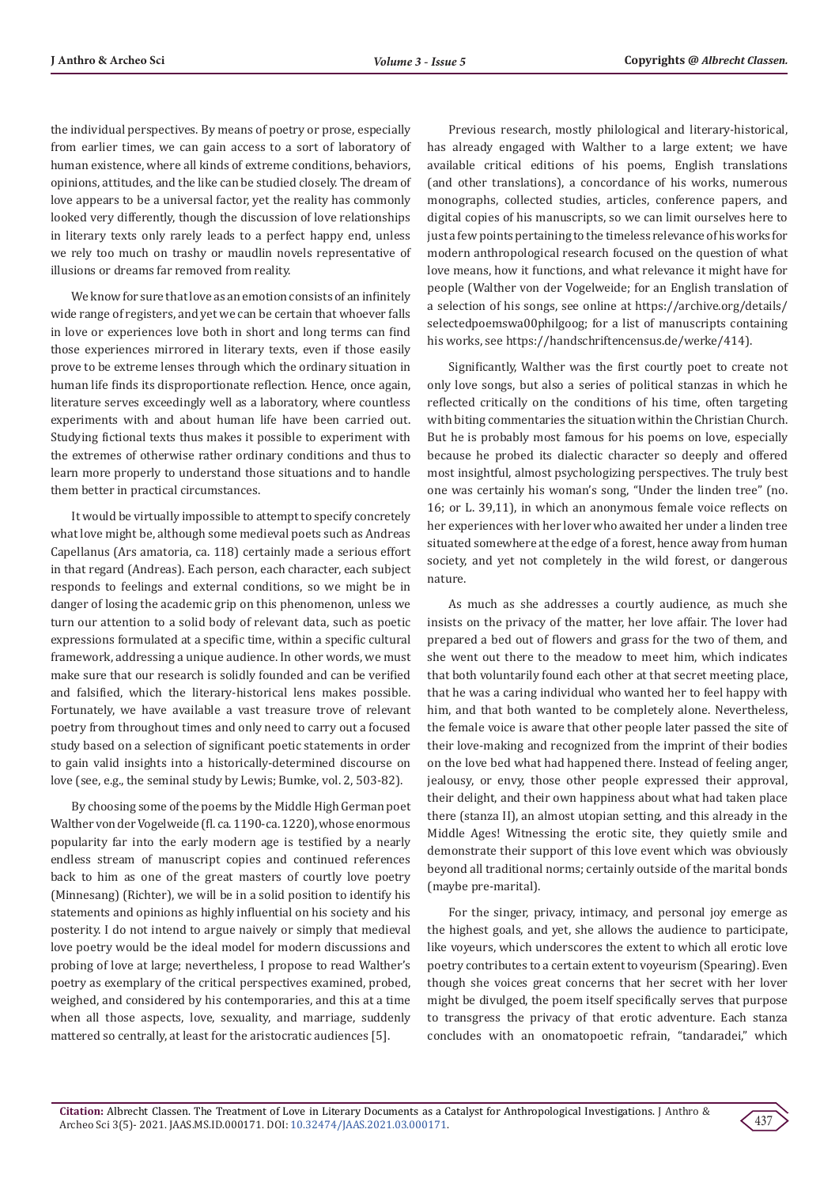the individual perspectives. By means of poetry or prose, especially from earlier times, we can gain access to a sort of laboratory of human existence, where all kinds of extreme conditions, behaviors, opinions, attitudes, and the like can be studied closely. The dream of love appears to be a universal factor, yet the reality has commonly looked very differently, though the discussion of love relationships in literary texts only rarely leads to a perfect happy end, unless we rely too much on trashy or maudlin novels representative of illusions or dreams far removed from reality.

We know for sure that love as an emotion consists of an infinitely wide range of registers, and yet we can be certain that whoever falls in love or experiences love both in short and long terms can find those experiences mirrored in literary texts, even if those easily prove to be extreme lenses through which the ordinary situation in human life finds its disproportionate reflection. Hence, once again, literature serves exceedingly well as a laboratory, where countless experiments with and about human life have been carried out. Studying fictional texts thus makes it possible to experiment with the extremes of otherwise rather ordinary conditions and thus to learn more properly to understand those situations and to handle them better in practical circumstances.

It would be virtually impossible to attempt to specify concretely what love might be, although some medieval poets such as Andreas Capellanus (Ars amatoria, ca. 118) certainly made a serious effort in that regard (Andreas). Each person, each character, each subject responds to feelings and external conditions, so we might be in danger of losing the academic grip on this phenomenon, unless we turn our attention to a solid body of relevant data, such as poetic expressions formulated at a specific time, within a specific cultural framework, addressing a unique audience. In other words, we must make sure that our research is solidly founded and can be verified and falsified, which the literary-historical lens makes possible. Fortunately, we have available a vast treasure trove of relevant poetry from throughout times and only need to carry out a focused study based on a selection of significant poetic statements in order to gain valid insights into a historically-determined discourse on love (see, e.g., the seminal study by Lewis; Bumke, vol. 2, 503-82).

By choosing some of the poems by the Middle High German poet Walther von der Vogelweide (fl. ca. 1190-ca. 1220), whose enormous popularity far into the early modern age is testified by a nearly endless stream of manuscript copies and continued references back to him as one of the great masters of courtly love poetry (Minnesang) (Richter), we will be in a solid position to identify his statements and opinions as highly influential on his society and his posterity. I do not intend to argue naively or simply that medieval love poetry would be the ideal model for modern discussions and probing of love at large; nevertheless, I propose to read Walther's poetry as exemplary of the critical perspectives examined, probed, weighed, and considered by his contemporaries, and this at a time when all those aspects, love, sexuality, and marriage, suddenly mattered so centrally, at least for the aristocratic audiences [5].

Previous research, mostly philological and literary-historical, has already engaged with Walther to a large extent; we have available critical editions of his poems, English translations (and other translations), a concordance of his works, numerous monographs, collected studies, articles, conference papers, and digital copies of his manuscripts, so we can limit ourselves here to just a few points pertaining to the timeless relevance of his works for modern anthropological research focused on the question of what love means, how it functions, and what relevance it might have for people (Walther von der Vogelweide; for an English translation of a selection of his songs, see online at https://archive.org/details/selectedpoemswa00philgoog; for a list of manuscripts containing his works, see https://handschriftencensus.de/werke/414).

Significantly, Walther was the first courtly poet to create not only love songs, but also a series of political stanzas in which he reflected critically on the conditions of his time, often targeting with biting commentaries the situation within the Christian Church. But he is probably most famous for his poems on love, especially because he probed its dialectic character so deeply and offered most insightful, almost psychologizing perspectives. The truly best one was certainly his woman's song, "Under the linden tree" (no. 16; or L. 39,11), in which an anonymous female voice reflects on her experiences with her lover who awaited her under a linden tree situated somewhere at the edge of a forest, hence away from human society, and yet not completely in the wild forest, or dangerous nature.

As much as she addresses a courtly audience, as much she insists on the privacy of the matter, her love affair. The lover had prepared a bed out of flowers and grass for the two of them, and she went out there to the meadow to meet him, which indicates that both voluntarily found each other at that secret meeting place, that he was a caring individual who wanted her to feel happy with him, and that both wanted to be completely alone. Nevertheless, the female voice is aware that other people later passed the site of their love-making and recognized from the imprint of their bodies on the love bed what had happened there. Instead of feeling anger, jealousy, or envy, those other people expressed their approval, their delight, and their own happiness about what had taken place there (stanza II), an almost utopian setting, and this already in the Middle Ages! Witnessing the erotic site, they quietly smile and demonstrate their support of this love event which was obviously beyond all traditional norms; certainly outside of the marital bonds (maybe pre-marital).

For the singer, privacy, intimacy, and personal joy emerge as the highest goals, and yet, she allows the audience to participate, like voyeurs, which underscores the extent to which all erotic love poetry contributes to a certain extent to voyeurism (Spearing). Even though she voices great concerns that her secret with her lover might be divulged, the poem itself specifically serves that purpose to transgress the privacy of that erotic adventure. Each stanza concludes with an onomatopoetic refrain, "tandaradei," which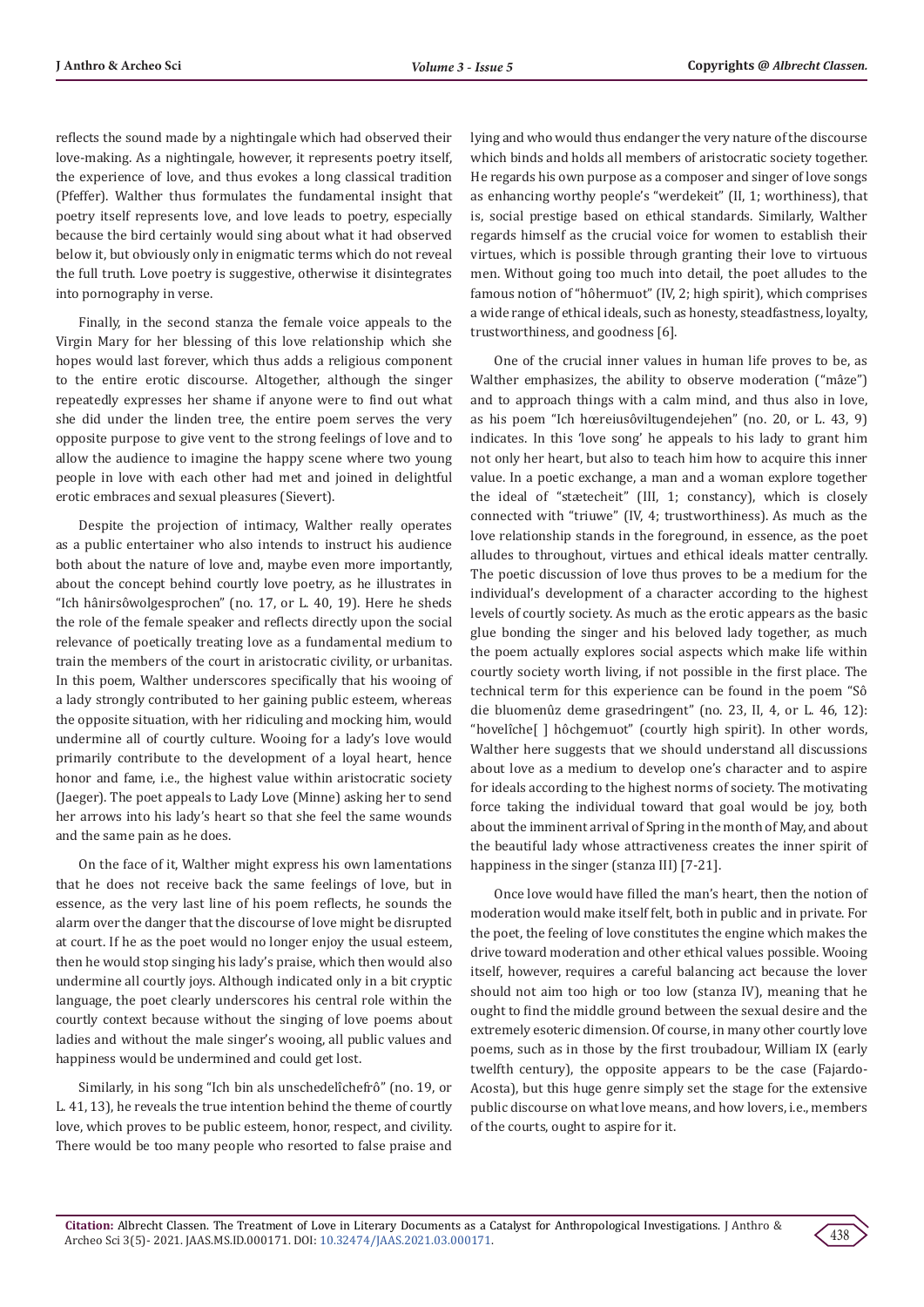reflects the sound made by a nightingale which had observed their love-making. As a nightingale, however, it represents poetry itself, the experience of love, and thus evokes a long classical tradition (Pfeffer). Walther thus formulates the fundamental insight that poetry itself represents love, and love leads to poetry, especially because the bird certainly would sing about what it had observed below it, but obviously only in enigmatic terms which do not reveal the full truth. Love poetry is suggestive, otherwise it disintegrates into pornography in verse.

Finally, in the second stanza the female voice appeals to the Virgin Mary for her blessing of this love relationship which she hopes would last forever, which thus adds a religious component to the entire erotic discourse. Altogether, although the singer repeatedly expresses her shame if anyone were to find out what she did under the linden tree, the entire poem serves the very opposite purpose to give vent to the strong feelings of love and to allow the audience to imagine the happy scene where two young people in love with each other had met and joined in delightful erotic embraces and sexual pleasures (Sievert).

Despite the projection of intimacy, Walther really operates as a public entertainer who also intends to instruct his audience both about the nature of love and, maybe even more importantly, about the concept behind courtly love poetry, as he illustrates in "Ich hânirsôwolgesprochen" (no. 17, or L. 40, 19). Here he sheds the role of the female speaker and reflects directly upon the social relevance of poetically treating love as a fundamental medium to train the members of the court in aristocratic civility, or urbanitas. In this poem, Walther underscores specifically that his wooing of a lady strongly contributed to her gaining public esteem, whereas the opposite situation, with her ridiculing and mocking him, would undermine all of courtly culture. Wooing for a lady's love would primarily contribute to the development of a loyal heart, hence honor and fame, i.e., the highest value within aristocratic society (Jaeger). The poet appeals to Lady Love (Minne) asking her to send her arrows into his lady's heart so that she feel the same wounds and the same pain as he does.

On the face of it, Walther might express his own lamentations that he does not receive back the same feelings of love, but in essence, as the very last line of his poem reflects, he sounds the alarm over the danger that the discourse of love might be disrupted at court. If he as the poet would no longer enjoy the usual esteem, then he would stop singing his lady's praise, which then would also undermine all courtly joys. Although indicated only in a bit cryptic language, the poet clearly underscores his central role within the courtly context because without the singing of love poems about ladies and without the male singer's wooing, all public values and happiness would be undermined and could get lost.

Similarly, in his song "Ich bin als unschedelîchefrô" (no. 19, or L. 41, 13), he reveals the true intention behind the theme of courtly love, which proves to be public esteem, honor, respect, and civility. There would be too many people who resorted to false praise and lying and who would thus endanger the very nature of the discourse which binds and holds all members of aristocratic society together. He regards his own purpose as a composer and singer of love songs as enhancing worthy people's "werdekeit" (II, 1; worthiness), that is, social prestige based on ethical standards. Similarly, Walther regards himself as the crucial voice for women to establish their virtues, which is possible through granting their love to virtuous men. Without going too much into detail, the poet alludes to the famous notion of "hôhermuot" (IV, 2; high spirit), which comprises a wide range of ethical ideals, such as honesty, steadfastness, loyalty, trustworthiness, and goodness [6].

One of the crucial inner values in human life proves to be, as Walther emphasizes, the ability to observe moderation ("mâze") and to approach things with a calm mind, and thus also in love, as his poem "Ich hœreiusôviltugendejehen" (no. 20, or L. 43, 9) indicates. In this 'love song' he appeals to his lady to grant him not only her heart, but also to teach him how to acquire this inner value. In a poetic exchange, a man and a woman explore together the ideal of "stætecheit" (III, 1; constancy), which is closely connected with "triuwe" (IV, 4; trustworthiness). As much as the love relationship stands in the foreground, in essence, as the poet alludes to throughout, virtues and ethical ideals matter centrally. The poetic discussion of love thus proves to be a medium for the individual's development of a character according to the highest levels of courtly society. As much as the erotic appears as the basic glue bonding the singer and his beloved lady together, as much the poem actually explores social aspects which make life within courtly society worth living, if not possible in the first place. The technical term for this experience can be found in the poem "Sô die bluomenûz deme grasedringent" (no. 23, II, 4, or L. 46, 12): "hovelîche[ ] hôchgemuot" (courtly high spirit). In other words, Walther here suggests that we should understand all discussions about love as a medium to develop one's character and to aspire for ideals according to the highest norms of society. The motivating force taking the individual toward that goal would be joy, both about the imminent arrival of Spring in the month of May, and about the beautiful lady whose attractiveness creates the inner spirit of happiness in the singer (stanza III) [7-21].

Once love would have filled the man's heart, then the notion of moderation would make itself felt, both in public and in private. For the poet, the feeling of love constitutes the engine which makes the drive toward moderation and other ethical values possible. Wooing itself, however, requires a careful balancing act because the lover should not aim too high or too low (stanza IV), meaning that he ought to find the middle ground between the sexual desire and the extremely esoteric dimension. Of course, in many other courtly love poems, such as in those by the first troubadour, William IX (early twelfth century), the opposite appears to be the case (Fajardo-Acosta), but this huge genre simply set the stage for the extensive public discourse on what love means, and how lovers, i.e., members of the courts, ought to aspire for it.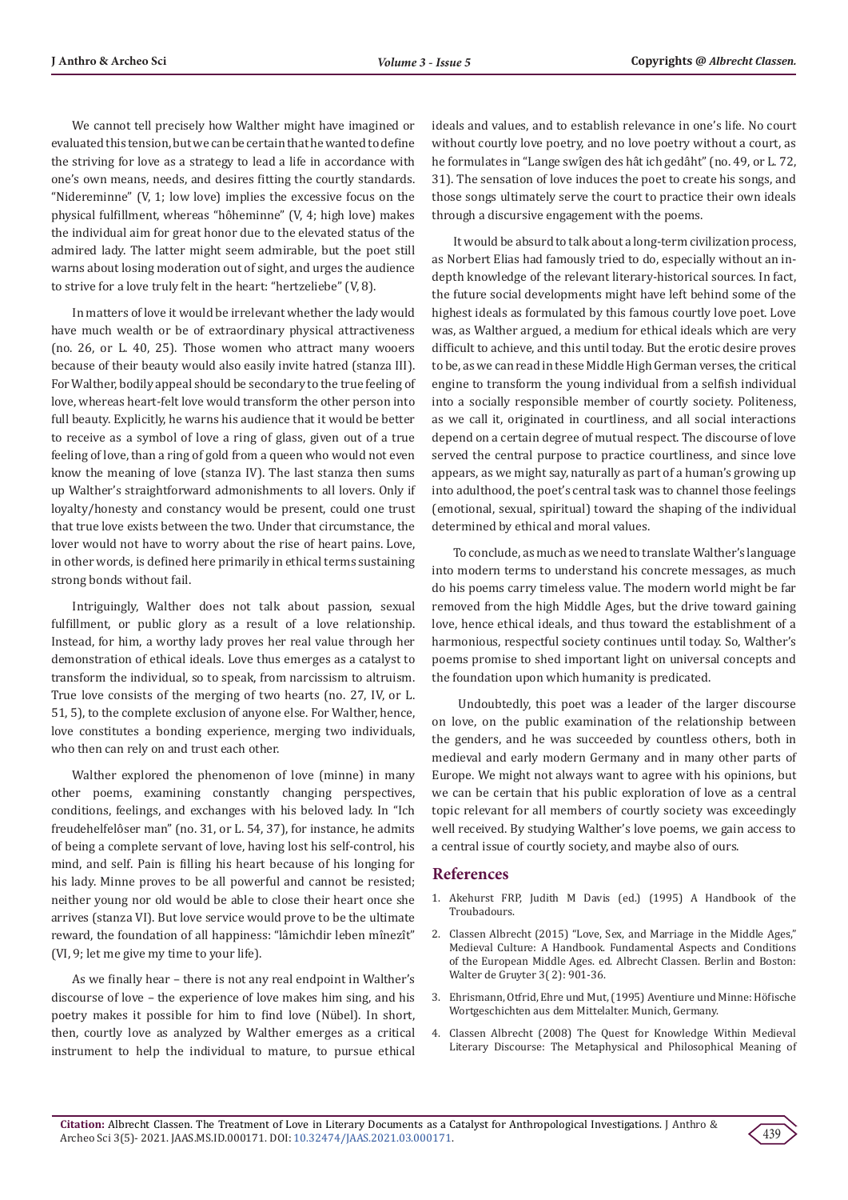We cannot tell precisely how Walther might have imagined or evaluated this tension, but we can be certain that he wanted to define the striving for love as a strategy to lead a life in accordance with one's own means, needs, and desires fitting the courtly standards. "Nidereminne" (V, 1; low love) implies the excessive focus on the physical fulfillment, whereas "hôheminne" (V, 4; high love) makes the individual aim for great honor due to the elevated status of the admired lady. The latter might seem admirable, but the poet still warns about losing moderation out of sight, and urges the audience to strive for a love truly felt in the heart: "hertzeliebe" (V, 8).

In matters of love it would be irrelevant whether the lady would have much wealth or be of extraordinary physical attractiveness (no. 26, or L. 40, 25). Those women who attract many wooers because of their beauty would also easily invite hatred (stanza III). For Walther, bodily appeal should be secondary to the true feeling of love, whereas heart-felt love would transform the other person into full beauty. Explicitly, he warns his audience that it would be better to receive as a symbol of love a ring of glass, given out of a true feeling of love, than a ring of gold from a queen who would not even know the meaning of love (stanza IV). The last stanza then sums up Walther's straightforward admonishments to all lovers. Only if loyalty/honesty and constancy would be present, could one trust that true love exists between the two. Under that circumstance, the lover would not have to worry about the rise of heart pains. Love, in other words, is defined here primarily in ethical terms sustaining strong bonds without fail.

Intriguingly, Walther does not talk about passion, sexual fulfillment, or public glory as a result of a love relationship. Instead, for him, a worthy lady proves her real value through her demonstration of ethical ideals. Love thus emerges as a catalyst to transform the individual, so to speak, from narcissism to altruism. True love consists of the merging of two hearts (no. 27, IV, or L. 51, 5), to the complete exclusion of anyone else. For Walther, hence, love constitutes a bonding experience, merging two individuals, who then can rely on and trust each other.

Walther explored the phenomenon of love (minne) in many other poems, examining constantly changing perspectives, conditions, feelings, and exchanges with his beloved lady. In "Ich freudehelfelôser man" (no. 31, or L. 54, 37), for instance, he admits of being a complete servant of love, having lost his self-control, his mind, and self. Pain is filling his heart because of his longing for his lady. Minne proves to be all powerful and cannot be resisted; neither young nor old would be able to close their heart once she arrives (stanza VI). But love service would prove to be the ultimate reward, the foundation of all happiness: "lâmichdir leben mînezît" (VI, 9; let me give my time to your life).

As we finally hear – there is not any real endpoint in Walther's discourse of love – the experience of love makes him sing, and his poetry makes it possible for him to find love (Nübel). In short, then, courtly love as analyzed by Walther emerges as a critical instrument to help the individual to mature, to pursue ethical ideals and values, and to establish relevance in one's life. No court without courtly love poetry, and no love poetry without a court, as he formulates in "Lange swîgen des hât ich gedâht" (no. 49, or L. 72, 31). The sensation of love induces the poet to create his songs, and those songs ultimately serve the court to practice their own ideals through a discursive engagement with the poems.

It would be absurd to talk about a long-term civilization process, as Norbert Elias had famously tried to do, especially without an in-depth knowledge of the relevant literary-historical sources. In fact, the future social developments might have left behind some of the highest ideals as formulated by this famous courtly love poet. Love was, as Walther argued, a medium for ethical ideals which are very difficult to achieve, and this until today. But the erotic desire proves to be, as we can read in these Middle High German verses, the critical engine to transform the young individual from a selfish individual into a socially responsible member of courtly society. Politeness, as we call it, originated in courtliness, and all social interactions depend on a certain degree of mutual respect. The discourse of love served the central purpose to practice courtliness, and since love appears, as we might say, naturally as part of a human's growing up into adulthood, the poet's central task was to channel those feelings (emotional, sexual, spiritual) toward the shaping of the individual determined by ethical and moral values.

To conclude, as much as we need to translate Walther's language into modern terms to understand his concrete messages, as much do his poems carry timeless value. The modern world might be far removed from the high Middle Ages, but the drive toward gaining love, hence ethical ideals, and thus toward the establishment of a harmonious, respectful society continues until today. So, Walther's poems promise to shed important light on universal concepts and the foundation upon which humanity is predicated.

Undoubtedly, this poet was a leader of the larger discourse on love, on the public examination of the relationship between the genders, and he was succeeded by countless others, both in medieval and early modern Germany and in many other parts of Europe. We might not always want to agree with his opinions, but we can be certain that his public exploration of love as a central topic relevant for all members of courtly society was exceedingly well received. By studying Walther's love poems, we gain access to a central issue of courtly society, and maybe also of ours.

## References

1. Akehurst FRP, Judith M Davis (ed.) (1995) A Handbook of the Troubadours.
2. Classen Albrecht (2015) "Love, Sex, and Marriage in the Middle Ages," Medieval Culture: A Handbook. Fundamental Aspects and Conditions of the European Middle Ages. ed. Albrecht Classen. Berlin and Boston: Walter de Gruyter 3( 2): 901-36.
3. Ehrismann, Otfrid, Ehre und Mut, (1995) Aventiure und Minne: Höfische Wortgeschichten aus dem Mittelalter. Munich, Germany.
4. Classen Albrecht (2008) The Quest for Knowledge Within Medieval Literary Discourse: The Metaphysical and Philosophical Meaning of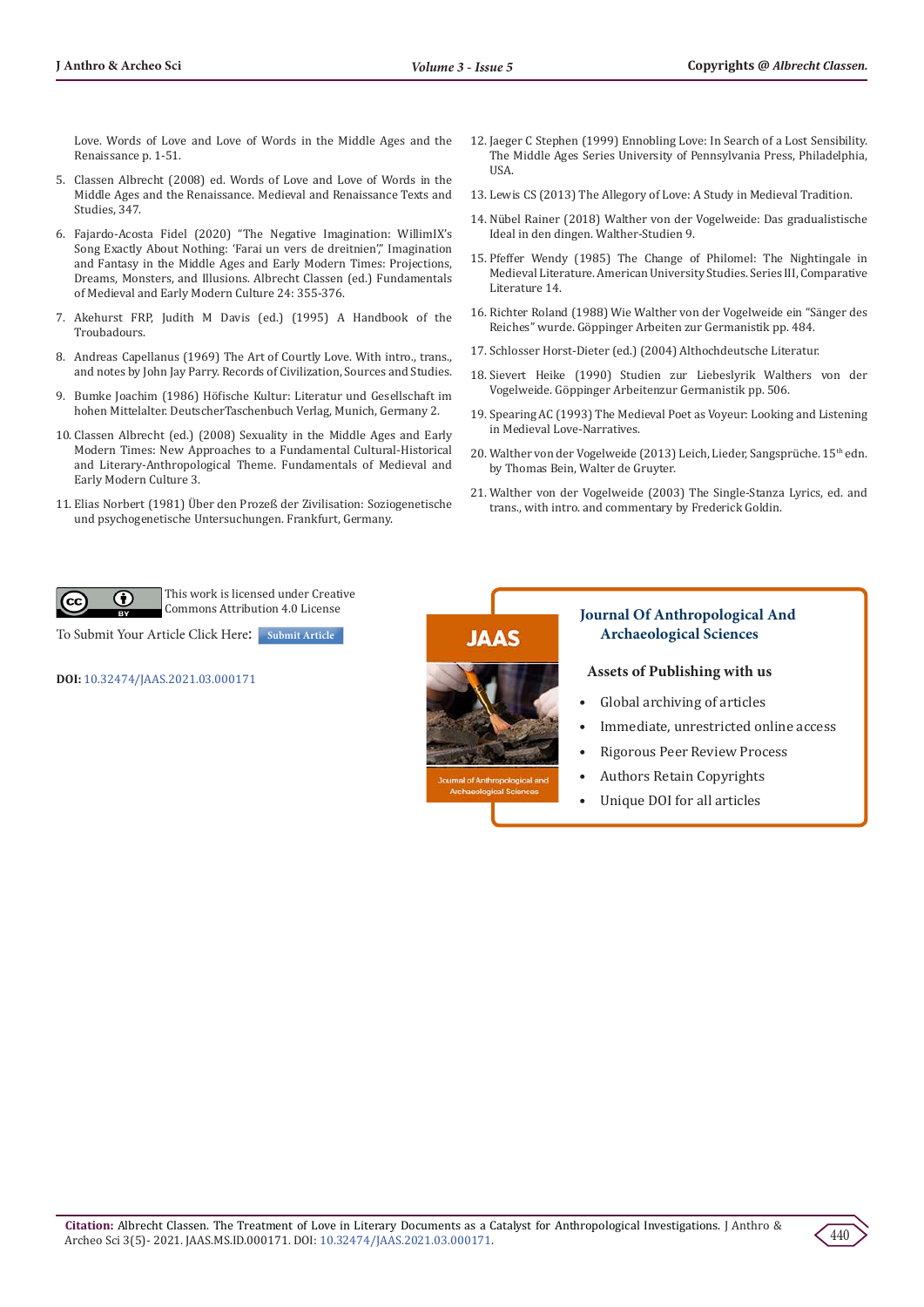Love. Words of Love and Love of Words in the Middle Ages and the Renaissance p. 1-51.

5. Classen Albrecht (2008) ed. Words of Love and Love of Words in the Middle Ages and the Renaissance. Medieval and Renaissance Texts and Studies, 347.
6. Fajardo-Acosta Fidel (2020) "The Negative Imagination: WillimIX's Song Exactly About Nothing: 'Farai un vers de dreitnien'," Imagination and Fantasy in the Middle Ages and Early Modern Times: Projections, Dreams, Monsters, and Illusions. Albrecht Classen (ed.) Fundamentals of Medieval and Early Modern Culture 24: 355-376.
7. Akehurst FRP, Judith M Davis (ed.) (1995) A Handbook of the Troubadours.
8. Andreas Capellanus (1969) The Art of Courtly Love. With intro., trans., and notes by John Jay Parry. Records of Civilization, Sources and Studies.
9. Bumke Joachim (1986) Höfische Kultur: Literatur und Gesellschaft im hohen Mittelalter. DeutscherTaschenbuch Verlag, Munich, Germany 2.
10. Classen Albrecht (ed.) (2008) Sexuality in the Middle Ages and Early Modern Times: New Approaches to a Fundamental Cultural-Historical and Literary-Anthropological Theme. Fundamentals of Medieval and Early Modern Culture 3.
11. Elias Norbert (1981) Über den Prozeß der Zivilisation: Soziogenetische und psychogenetische Untersuchungen. Frankfurt, Germany.
12. Jaeger C Stephen (1999) Ennobling Love: In Search of a Lost Sensibility. The Middle Ages Series University of Pennsylvania Press, Philadelphia, USA.
13. Lewis CS (2013) The Allegory of Love: A Study in Medieval Tradition.
14. Nübel Rainer (2018) Walther von der Vogelweide: Das gradualistische Ideal in den dingen. Walther-Studien 9.
15. Pfeffer Wendy (1985) The Change of Philomel: The Nightingale in Medieval Literature. American University Studies. Series III, Comparative Literature 14.
16. Richter Roland (1988) Wie Walther von der Vogelweide ein "Sänger des Reiches" wurde. Göppinger Arbeiten zur Germanistik pp. 484.
17. Schlosser Horst-Dieter (ed.) (2004) Althochdeutsche Literatur.
18. Sievert Heike (1990) Studien zur Liebeslyrik Walthers von der Vogelweide. Göppinger Arbeitenzur Germanistik pp. 506.
19. Spearing AC (1993) The Medieval Poet as Voyeur: Looking and Listening in Medieval Love-Narratives.
20. Walther von der Vogelweide (2013) Leich, Lieder, Sangsprüche. 15th edn. by Thomas Bein, Walter de Gruyter.
21. Walther von der Vogelweide (2003) The Single-Stanza Lyrics, ed. and trans., with intro. and commentary by Frederick Goldin.

This work is licensed under Creative Commons Attribution 4.0 License

To Submit Your Article Click Here: Submit Article

**DOI:** 10.32474/JAAS.2021.03.000171

**Journal Of Anthropological And Archaeological Sciences**

**Assets of Publishing with us**

- Global archiving of articles
- Immediate, unrestricted online access
- Rigorous Peer Review Process
- Authors Retain Copyrights
- Unique DOI for all articles

**Citation:** Albrecht Classen. The Treatment of Love in Literary Documents as a Catalyst for Anthropological Investigations. J Anthro & Archeo Sci 3(5)- 2021. JAAS.MS.ID.000171. DOI: 10.32474/JAAS.2021.03.000171.